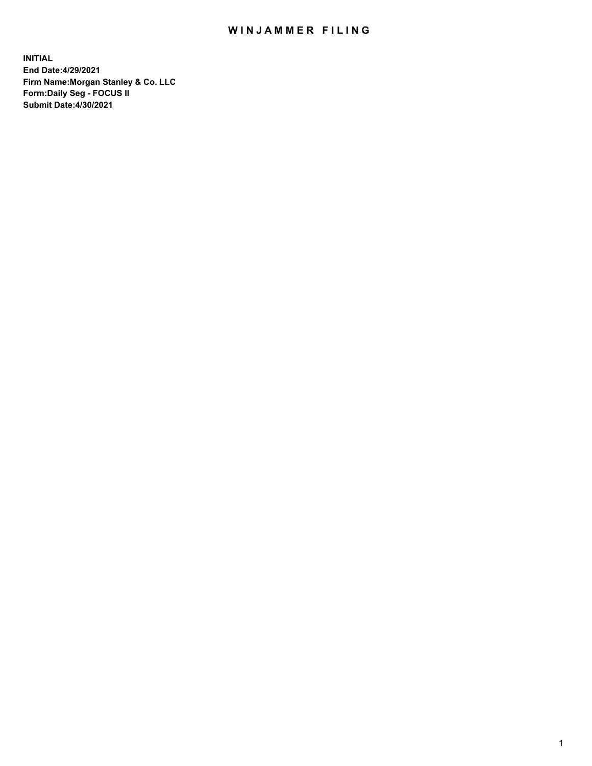# WINJAMMER FILING

**INITIAL**
**End Date:4/29/2021**
**Firm Name:Morgan Stanley & Co. LLC**
**Form:Daily Seg - FOCUS II**
**Submit Date:4/30/2021**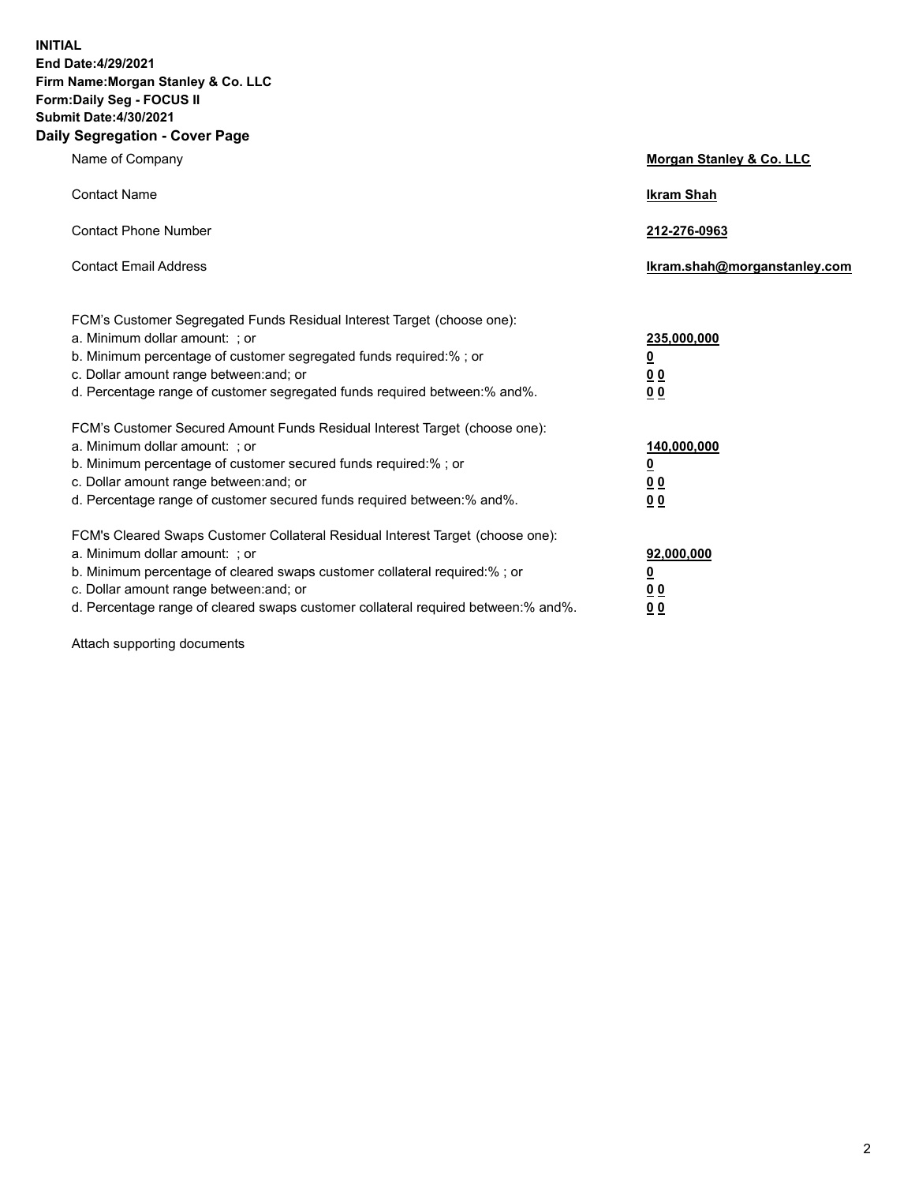**INITIAL**
**End Date:4/29/2021**
**Firm Name:Morgan Stanley & Co. LLC**
**Form:Daily Seg - FOCUS II**
**Submit Date:4/30/2021**

## Daily Segregation - Cover Page

| | |
|---|---|
| Name of Company | **Morgan Stanley & Co. LLC** |
| Contact Name | **Ikram Shah** |
| Contact Phone Number | **212-276-0963** |
| Contact Email Address | **Ikram.shah@morganstanley.com** |

FCM's Customer Segregated Funds Residual Interest Target (choose one):

| | |
|---|---|
| a. Minimum dollar amount: ; or | **235,000,000** |
| b. Minimum percentage of customer segregated funds required:% ; or | **0** |
| c. Dollar amount range between:and; or | **0 0** |
| d. Percentage range of customer segregated funds required between:% and%. | **0 0** |

FCM's Customer Secured Amount Funds Residual Interest Target (choose one):

| | |
|---|---|
| a. Minimum dollar amount: ; or | **140,000,000** |
| b. Minimum percentage of customer secured funds required:% ; or | **0** |
| c. Dollar amount range between:and; or | **0 0** |
| d. Percentage range of customer secured funds required between:% and%. | **0 0** |

FCM's Cleared Swaps Customer Collateral Residual Interest Target (choose one):

| | |
|---|---|
| a. Minimum dollar amount: ; or | **92,000,000** |
| b. Minimum percentage of cleared swaps customer collateral required:% ; or | **0** |
| c. Dollar amount range between:and; or | **0 0** |
| d. Percentage range of cleared swaps customer collateral required between:% and%. | **0 0** |

Attach supporting documents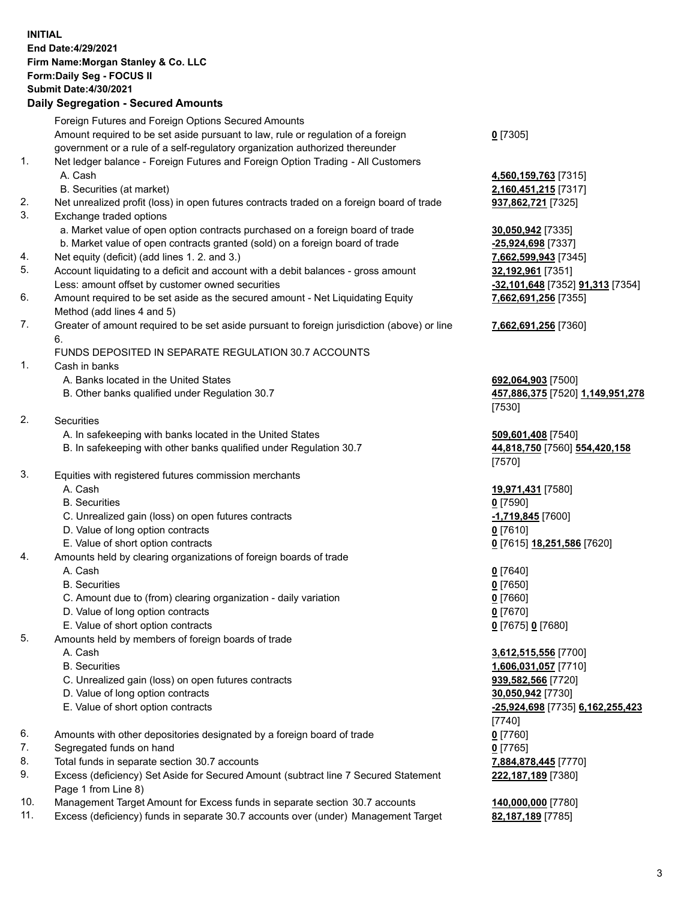**INITIAL**
**End Date:4/29/2021**
**Firm Name:Morgan Stanley & Co. LLC**
**Form:Daily Seg - FOCUS II**
**Submit Date:4/30/2021**

**Daily Segregation - Secured Amounts**

| | | |
|---|---|---|
| | Foreign Futures and Foreign Options Secured Amounts | |
| | Amount required to be set aside pursuant to law, rule or regulation of a foreign government or a rule of a self-regulatory organization authorized thereunder | **0** [7305] |
| 1. | Net ledger balance - Foreign Futures and Foreign Option Trading - All Customers | |
| | A. Cash | **4,560,159,763** [7315] |
| | B. Securities (at market) | **2,160,451,215** [7317] |
| 2. | Net unrealized profit (loss) in open futures contracts traded on a foreign board of trade | **937,862,721** [7325] |
| 3. | Exchange traded options | |
| | a. Market value of open option contracts purchased on a foreign board of trade | **30,050,942** [7335] |
| | b. Market value of open contracts granted (sold) on a foreign board of trade | **-25,924,698** [7337] |
| 4. | Net equity (deficit) (add lines 1. 2. and 3.) | **7,662,599,943** [7345] |
| 5. | Account liquidating to a deficit and account with a debit balances - gross amount | **32,192,961** [7351] |
| | Less: amount offset by customer owned securities | **-32,101,648** [7352] **91,313** [7354] |
| 6. | Amount required to be set aside as the secured amount - Net Liquidating Equity Method (add lines 4 and 5) | **7,662,691,256** [7355] |
| 7. | Greater of amount required to be set aside pursuant to foreign jurisdiction (above) or line 6. | **7,662,691,256** [7360] |
| | FUNDS DEPOSITED IN SEPARATE REGULATION 30.7 ACCOUNTS | |
| 1. | Cash in banks | |
| | A. Banks located in the United States | **692,064,903** [7500] |
| | B. Other banks qualified under Regulation 30.7 | **457,886,375** [7520] **1,149,951,278** [7530] |
| 2. | Securities | |
| | A. In safekeeping with banks located in the United States | **509,601,408** [7540] |
| | B. In safekeeping with other banks qualified under Regulation 30.7 | **44,818,750** [7560] **554,420,158** [7570] |
| 3. | Equities with registered futures commission merchants | |
| | A. Cash | **19,971,431** [7580] |
| | B. Securities | **0** [7590] |
| | C. Unrealized gain (loss) on open futures contracts | **-1,719,845** [7600] |
| | D. Value of long option contracts | **0** [7610] |
| | E. Value of short option contracts | **0** [7615] **18,251,586** [7620] |
| 4. | Amounts held by clearing organizations of foreign boards of trade | |
| | A. Cash | **0** [7640] |
| | B. Securities | **0** [7650] |
| | C. Amount due to (from) clearing organization - daily variation | **0** [7660] |
| | D. Value of long option contracts | **0** [7670] |
| | E. Value of short option contracts | **0** [7675] **0** [7680] |
| 5. | Amounts held by members of foreign boards of trade | |
| | A. Cash | **3,612,515,556** [7700] |
| | B. Securities | **1,606,031,057** [7710] |
| | C. Unrealized gain (loss) on open futures contracts | **939,582,566** [7720] |
| | D. Value of long option contracts | **30,050,942** [7730] |
| | E. Value of short option contracts | **-25,924,698** [7735] **6,162,255,423** [7740] |
| 6. | Amounts with other depositories designated by a foreign board of trade | **0** [7760] |
| 7. | Segregated funds on hand | **0** [7765] |
| 8. | Total funds in separate section 30.7 accounts | **7,884,878,445** [7770] |
| 9. | Excess (deficiency) Set Aside for Secured Amount (subtract line 7 Secured Statement Page 1 from Line 8) | **222,187,189** [7380] |
| 10. | Management Target Amount for Excess funds in separate section 30.7 accounts | **140,000,000** [7780] |
| 11. | Excess (deficiency) funds in separate 30.7 accounts over (under) Management Target | **82,187,189** [7785] |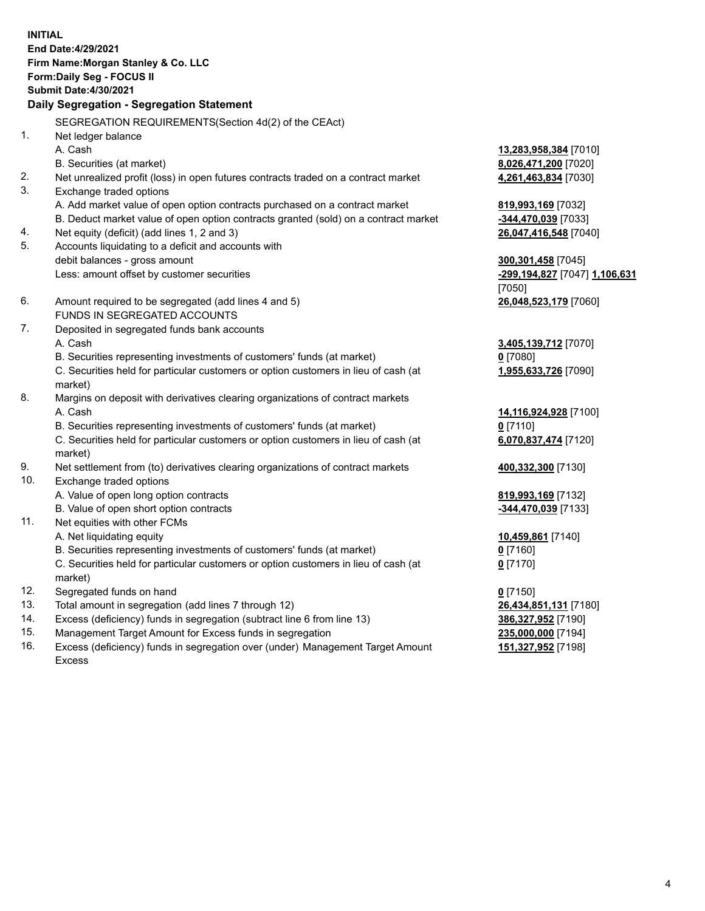**INITIAL**
**End Date:4/29/2021**
**Firm Name:Morgan Stanley & Co. LLC**
**Form:Daily Seg - FOCUS II**
**Submit Date:4/30/2021**

## Daily Segregation - Segregation Statement

| | | |
|---|---|---|
| | SEGREGATION REQUIREMENTS(Section 4d(2) of the CEAct) | |
| 1. | Net ledger balance | |
| | A. Cash | **13,283,958,384** [7010] |
| | B. Securities (at market) | **8,026,471,200** [7020] |
| 2. | Net unrealized profit (loss) in open futures contracts traded on a contract market | **4,261,463,834** [7030] |
| 3. | Exchange traded options | |
| | A. Add market value of open option contracts purchased on a contract market | **819,993,169** [7032] |
| | B. Deduct market value of open option contracts granted (sold) on a contract market | **-344,470,039** [7033] |
| 4. | Net equity (deficit) (add lines 1, 2 and 3) | **26,047,416,548** [7040] |
| 5. | Accounts liquidating to a deficit and accounts with debit balances - gross amount | **300,301,458** [7045] |
| | Less: amount offset by customer securities | **-299,194,827** [7047] **1,106,631** [7050] |
| 6. | Amount required to be segregated (add lines 4 and 5) | **26,048,523,179** [7060] |
| | FUNDS IN SEGREGATED ACCOUNTS | |
| 7. | Deposited in segregated funds bank accounts | |
| | A. Cash | **3,405,139,712** [7070] |
| | B. Securities representing investments of customers' funds (at market) | **0** [7080] |
| | C. Securities held for particular customers or option customers in lieu of cash (at market) | **1,955,633,726** [7090] |
| 8. | Margins on deposit with derivatives clearing organizations of contract markets | |
| | A. Cash | **14,116,924,928** [7100] |
| | B. Securities representing investments of customers' funds (at market) | **0** [7110] |
| | C. Securities held for particular customers or option customers in lieu of cash (at market) | **6,070,837,474** [7120] |
| 9. | Net settlement from (to) derivatives clearing organizations of contract markets | **400,332,300** [7130] |
| 10. | Exchange traded options | |
| | A. Value of open long option contracts | **819,993,169** [7132] |
| | B. Value of open short option contracts | **-344,470,039** [7133] |
| 11. | Net equities with other FCMs | |
| | A. Net liquidating equity | **10,459,861** [7140] |
| | B. Securities representing investments of customers' funds (at market) | **0** [7160] |
| | C. Securities held for particular customers or option customers in lieu of cash (at market) | **0** [7170] |
| 12. | Segregated funds on hand | **0** [7150] |
| 13. | Total amount in segregation (add lines 7 through 12) | **26,434,851,131** [7180] |
| 14. | Excess (deficiency) funds in segregation (subtract line 6 from line 13) | **386,327,952** [7190] |
| 15. | Management Target Amount for Excess funds in segregation | **235,000,000** [7194] |
| 16. | Excess (deficiency) funds in segregation over (under) Management Target Amount Excess | **151,327,952** [7198] |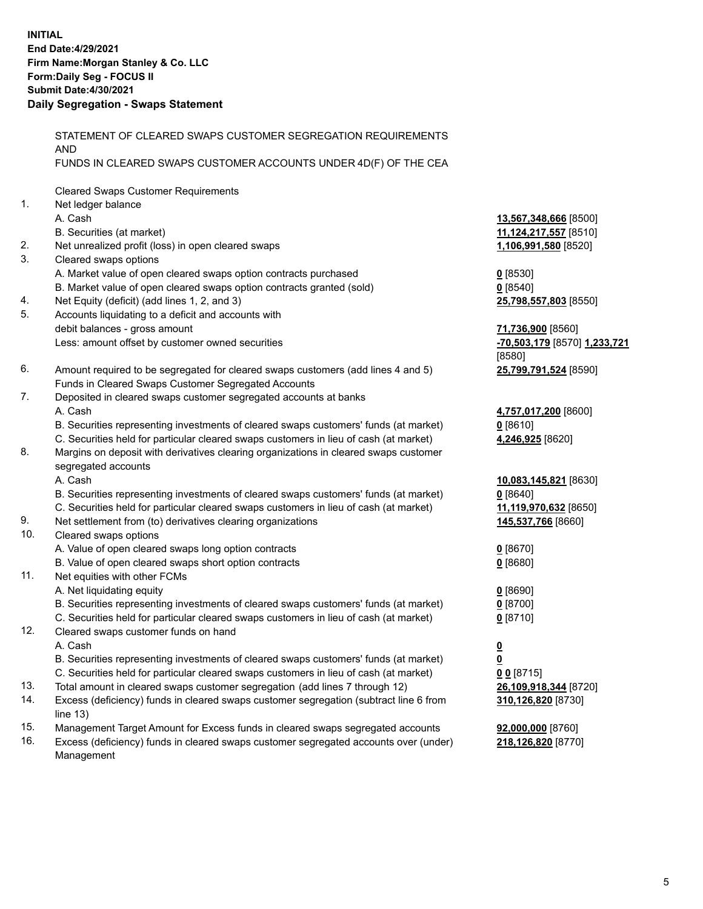**INITIAL**
**End Date:4/29/2021**
**Firm Name:Morgan Stanley & Co. LLC**
**Form:Daily Seg - FOCUS II**
**Submit Date:4/30/2021**
**Daily Segregation - Swaps Statement**

STATEMENT OF CLEARED SWAPS CUSTOMER SEGREGATION REQUIREMENTS AND
FUNDS IN CLEARED SWAPS CUSTOMER ACCOUNTS UNDER 4D(F) OF THE CEA

| | | |
|---|---|---|
| | Cleared Swaps Customer Requirements | |
| 1. | Net ledger balance | |
| | A. Cash | **13,567,348,666** [8500] |
| | B. Securities (at market) | **11,124,217,557** [8510] |
| 2. | Net unrealized profit (loss) in open cleared swaps | **1,106,991,580** [8520] |
| 3. | Cleared swaps options | |
| | A. Market value of open cleared swaps option contracts purchased | **0** [8530] |
| | B. Market value of open cleared swaps option contracts granted (sold) | **0** [8540] |
| 4. | Net Equity (deficit) (add lines 1, 2, and 3) | **25,798,557,803** [8550] |
| 5. | Accounts liquidating to a deficit and accounts with debit balances - gross amount | **71,736,900** [8560] |
| | Less: amount offset by customer owned securities | **-70,503,179** [8570] **1,233,721** [8580] |
| 6. | Amount required to be segregated for cleared swaps customers (add lines 4 and 5) | **25,799,791,524** [8590] |
| | Funds in Cleared Swaps Customer Segregated Accounts | |
| 7. | Deposited in cleared swaps customer segregated accounts at banks | |
| | A. Cash | **4,757,017,200** [8600] |
| | B. Securities representing investments of cleared swaps customers' funds (at market) | **0** [8610] |
| | C. Securities held for particular cleared swaps customers in lieu of cash (at market) | **4,246,925** [8620] |
| 8. | Margins on deposit with derivatives clearing organizations in cleared swaps customer segregated accounts | |
| | A. Cash | **10,083,145,821** [8630] |
| | B. Securities representing investments of cleared swaps customers' funds (at market) | **0** [8640] |
| | C. Securities held for particular cleared swaps customers in lieu of cash (at market) | **11,119,970,632** [8650] |
| 9. | Net settlement from (to) derivatives clearing organizations | **145,537,766** [8660] |
| 10. | Cleared swaps options | |
| | A. Value of open cleared swaps long option contracts | **0** [8670] |
| | B. Value of open cleared swaps short option contracts | **0** [8680] |
| 11. | Net equities with other FCMs | |
| | A. Net liquidating equity | **0** [8690] |
| | B. Securities representing investments of cleared swaps customers' funds (at market) | **0** [8700] |
| | C. Securities held for particular cleared swaps customers in lieu of cash (at market) | **0** [8710] |
| 12. | Cleared swaps customer funds on hand | |
| | A. Cash | **0** |
| | B. Securities representing investments of cleared swaps customers' funds (at market) | **0** |
| | C. Securities held for particular cleared swaps customers in lieu of cash (at market) | **0** **0** [8715] |
| 13. | Total amount in cleared swaps customer segregation (add lines 7 through 12) | **26,109,918,344** [8720] |
| 14. | Excess (deficiency) funds in cleared swaps customer segregation (subtract line 6 from line 13) | **310,126,820** [8730] |
| 15. | Management Target Amount for Excess funds in cleared swaps segregated accounts | **92,000,000** [8760] |
| 16. | Excess (deficiency) funds in cleared swaps customer segregated accounts over (under) Management | **218,126,820** [8770] |